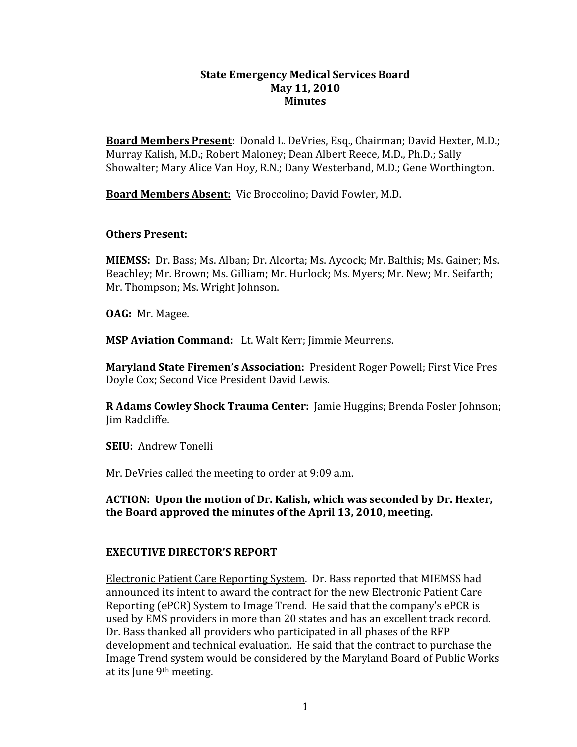**State Emergency Medical Services Board**
**May 11, 2010**
**Minutes**

**Board Members Present**: Donald L. DeVries, Esq., Chairman; David Hexter, M.D.; Murray Kalish, M.D.; Robert Maloney; Dean Albert Reece, M.D., Ph.D.; Sally Showalter; Mary Alice Van Hoy, R.N.; Dany Westerband, M.D.; Gene Worthington.

**Board Members Absent:** Vic Broccolino; David Fowler, M.D.

**Others Present:**

**MIEMSS:** Dr. Bass; Ms. Alban; Dr. Alcorta; Ms. Aycock; Mr. Balthis; Ms. Gainer; Ms. Beachley; Mr. Brown; Ms. Gilliam; Mr. Hurlock; Ms. Myers; Mr. New; Mr. Seifarth; Mr. Thompson; Ms. Wright Johnson.

**OAG:** Mr. Magee.

**MSP Aviation Command:** Lt. Walt Kerr; Jimmie Meurrens.

**Maryland State Firemen's Association:** President Roger Powell; First Vice Pres Doyle Cox; Second Vice President David Lewis.

**R Adams Cowley Shock Trauma Center:** Jamie Huggins; Brenda Fosler Johnson; Jim Radcliffe.

**SEIU:** Andrew Tonelli

Mr. DeVries called the meeting to order at 9:09 a.m.

**ACTION: Upon the motion of Dr. Kalish, which was seconded by Dr. Hexter, the Board approved the minutes of the April 13, 2010, meeting.**

**EXECUTIVE DIRECTOR'S REPORT**

Electronic Patient Care Reporting System. Dr. Bass reported that MIEMSS had announced its intent to award the contract for the new Electronic Patient Care Reporting (ePCR) System to Image Trend. He said that the company's ePCR is used by EMS providers in more than 20 states and has an excellent track record. Dr. Bass thanked all providers who participated in all phases of the RFP development and technical evaluation. He said that the contract to purchase the Image Trend system would be considered by the Maryland Board of Public Works at its June 9th meeting.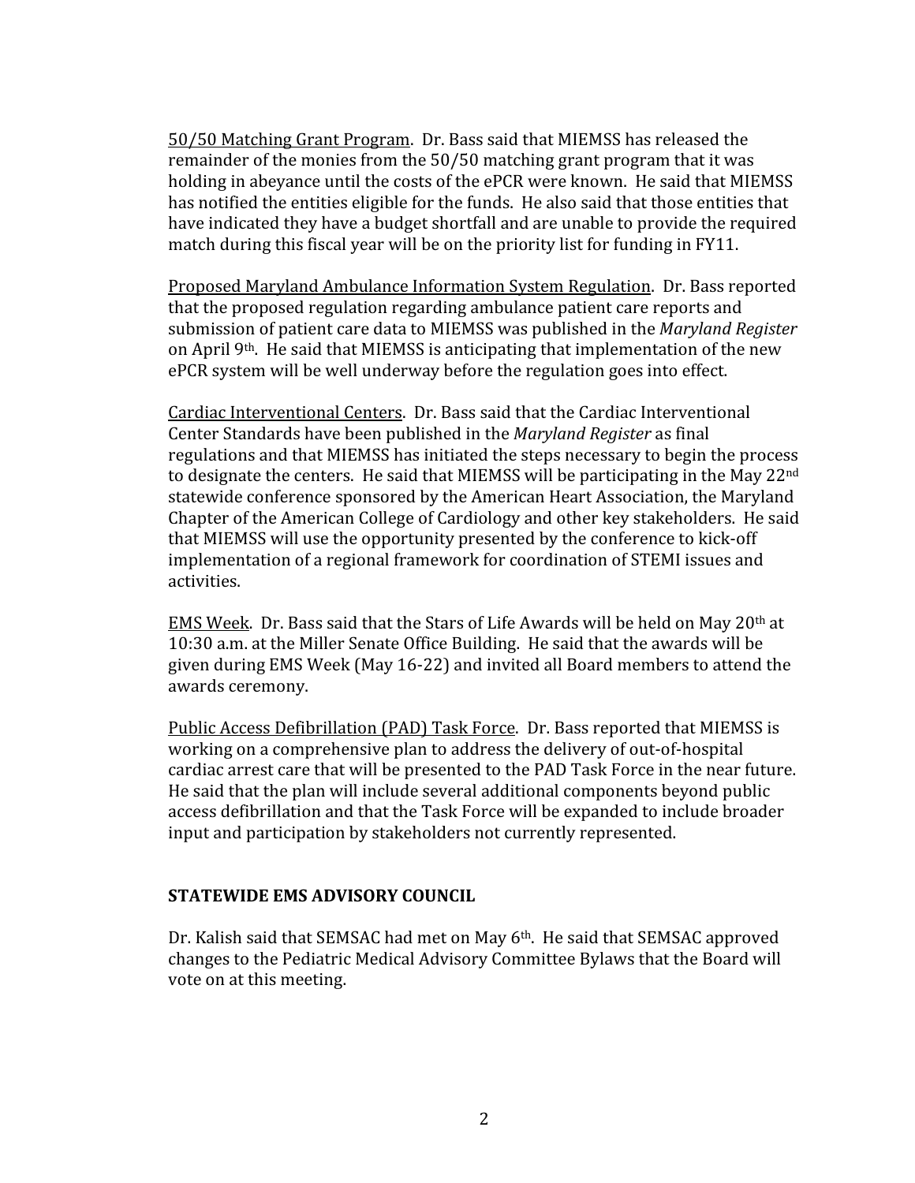<u>50/50 Matching Grant Program</u>. Dr. Bass said that MIEMSS has released the remainder of the monies from the 50/50 matching grant program that it was holding in abeyance until the costs of the ePCR were known. He said that MIEMSS has notified the entities eligible for the funds. He also said that those entities that have indicated they have a budget shortfall and are unable to provide the required match during this fiscal year will be on the priority list for funding in FY11.

<u>Proposed Maryland Ambulance Information System Regulation</u>. Dr. Bass reported that the proposed regulation regarding ambulance patient care reports and submission of patient care data to MIEMSS was published in the *Maryland Register* on April 9th. He said that MIEMSS is anticipating that implementation of the new ePCR system will be well underway before the regulation goes into effect.

<u>Cardiac Interventional Centers</u>. Dr. Bass said that the Cardiac Interventional Center Standards have been published in the *Maryland Register* as final regulations and that MIEMSS has initiated the steps necessary to begin the process to designate the centers. He said that MIEMSS will be participating in the May 22nd statewide conference sponsored by the American Heart Association, the Maryland Chapter of the American College of Cardiology and other key stakeholders. He said that MIEMSS will use the opportunity presented by the conference to kick-off implementation of a regional framework for coordination of STEMI issues and activities.

<u>EMS Week</u>. Dr. Bass said that the Stars of Life Awards will be held on May 20th at 10:30 a.m. at the Miller Senate Office Building. He said that the awards will be given during EMS Week (May 16-22) and invited all Board members to attend the awards ceremony.

<u>Public Access Defibrillation (PAD) Task Force</u>. Dr. Bass reported that MIEMSS is working on a comprehensive plan to address the delivery of out-of-hospital cardiac arrest care that will be presented to the PAD Task Force in the near future. He said that the plan will include several additional components beyond public access defibrillation and that the Task Force will be expanded to include broader input and participation by stakeholders not currently represented.

## STATEWIDE EMS ADVISORY COUNCIL

Dr. Kalish said that SEMSAC had met on May 6th. He said that SEMSAC approved changes to the Pediatric Medical Advisory Committee Bylaws that the Board will vote on at this meeting.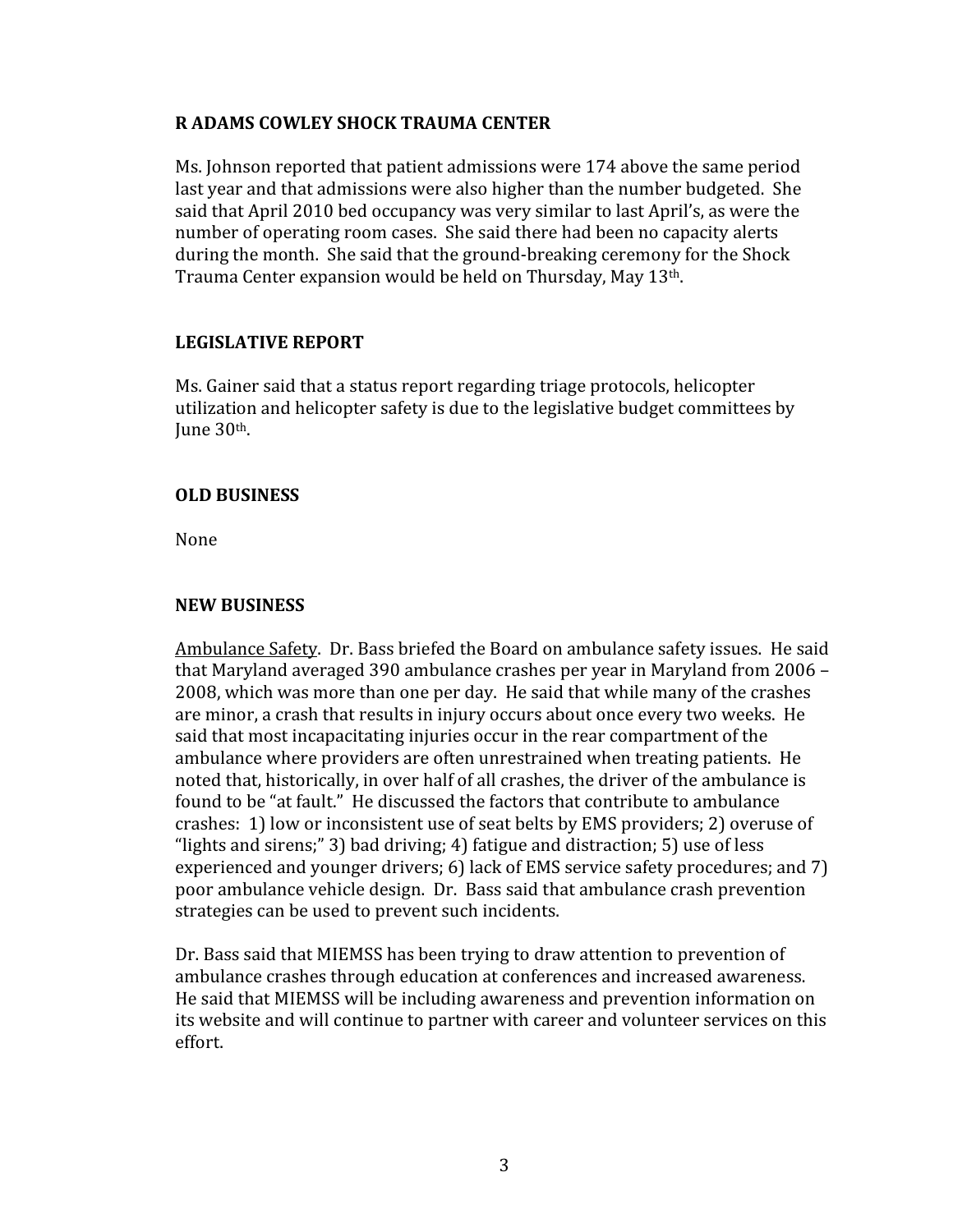**R ADAMS COWLEY SHOCK TRAUMA CENTER**

Ms. Johnson reported that patient admissions were 174 above the same period last year and that admissions were also higher than the number budgeted. She said that April 2010 bed occupancy was very similar to last April's, as were the number of operating room cases. She said there had been no capacity alerts during the month. She said that the ground-breaking ceremony for the Shock Trauma Center expansion would be held on Thursday, May 13th.

**LEGISLATIVE REPORT**

Ms. Gainer said that a status report regarding triage protocols, helicopter utilization and helicopter safety is due to the legislative budget committees by June 30th.

**OLD BUSINESS**

None

**NEW BUSINESS**

Ambulance Safety. Dr. Bass briefed the Board on ambulance safety issues. He said that Maryland averaged 390 ambulance crashes per year in Maryland from 2006 – 2008, which was more than one per day. He said that while many of the crashes are minor, a crash that results in injury occurs about once every two weeks. He said that most incapacitating injuries occur in the rear compartment of the ambulance where providers are often unrestrained when treating patients. He noted that, historically, in over half of all crashes, the driver of the ambulance is found to be "at fault." He discussed the factors that contribute to ambulance crashes: 1) low or inconsistent use of seat belts by EMS providers; 2) overuse of "lights and sirens;" 3) bad driving; 4) fatigue and distraction; 5) use of less experienced and younger drivers; 6) lack of EMS service safety procedures; and 7) poor ambulance vehicle design. Dr. Bass said that ambulance crash prevention strategies can be used to prevent such incidents.

Dr. Bass said that MIEMSS has been trying to draw attention to prevention of ambulance crashes through education at conferences and increased awareness. He said that MIEMSS will be including awareness and prevention information on its website and will continue to partner with career and volunteer services on this effort.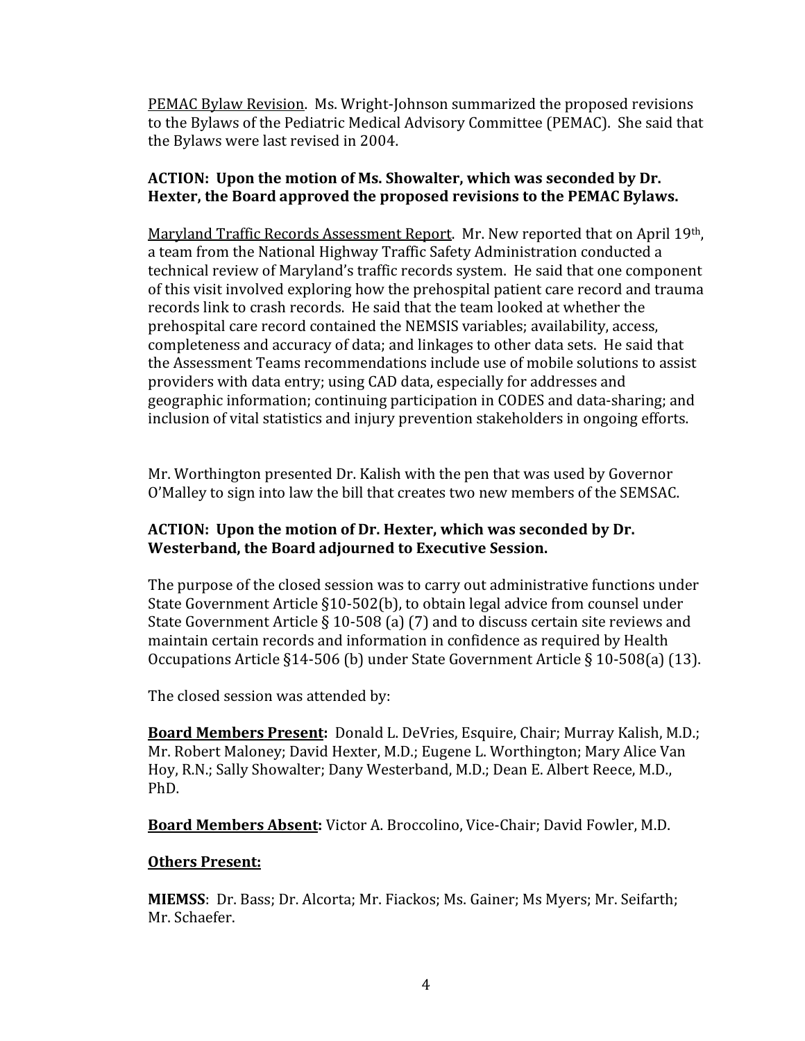PEMAC Bylaw Revision. Ms. Wright-Johnson summarized the proposed revisions to the Bylaws of the Pediatric Medical Advisory Committee (PEMAC). She said that the Bylaws were last revised in 2004.

**ACTION: Upon the motion of Ms. Showalter, which was seconded by Dr. Hexter, the Board approved the proposed revisions to the PEMAC Bylaws.**

Maryland Traffic Records Assessment Report. Mr. New reported that on April 19th, a team from the National Highway Traffic Safety Administration conducted a technical review of Maryland's traffic records system. He said that one component of this visit involved exploring how the prehospital patient care record and trauma records link to crash records. He said that the team looked at whether the prehospital care record contained the NEMSIS variables; availability, access, completeness and accuracy of data; and linkages to other data sets. He said that the Assessment Teams recommendations include use of mobile solutions to assist providers with data entry; using CAD data, especially for addresses and geographic information; continuing participation in CODES and data-sharing; and inclusion of vital statistics and injury prevention stakeholders in ongoing efforts.

Mr. Worthington presented Dr. Kalish with the pen that was used by Governor O'Malley to sign into law the bill that creates two new members of the SEMSAC.

**ACTION: Upon the motion of Dr. Hexter, which was seconded by Dr. Westerband, the Board adjourned to Executive Session.**

The purpose of the closed session was to carry out administrative functions under State Government Article §10-502(b), to obtain legal advice from counsel under State Government Article § 10-508 (a) (7) and to discuss certain site reviews and maintain certain records and information in confidence as required by Health Occupations Article §14-506 (b) under State Government Article § 10-508(a) (13).

The closed session was attended by:

**Board Members Present:** Donald L. DeVries, Esquire, Chair; Murray Kalish, M.D.; Mr. Robert Maloney; David Hexter, M.D.; Eugene L. Worthington; Mary Alice Van Hoy, R.N.; Sally Showalter; Dany Westerband, M.D.; Dean E. Albert Reece, M.D., PhD.

**Board Members Absent:** Victor A. Broccolino, Vice-Chair; David Fowler, M.D.

**Others Present:**

**MIEMSS**: Dr. Bass; Dr. Alcorta; Mr. Fiackos; Ms. Gainer; Ms Myers; Mr. Seifarth; Mr. Schaefer.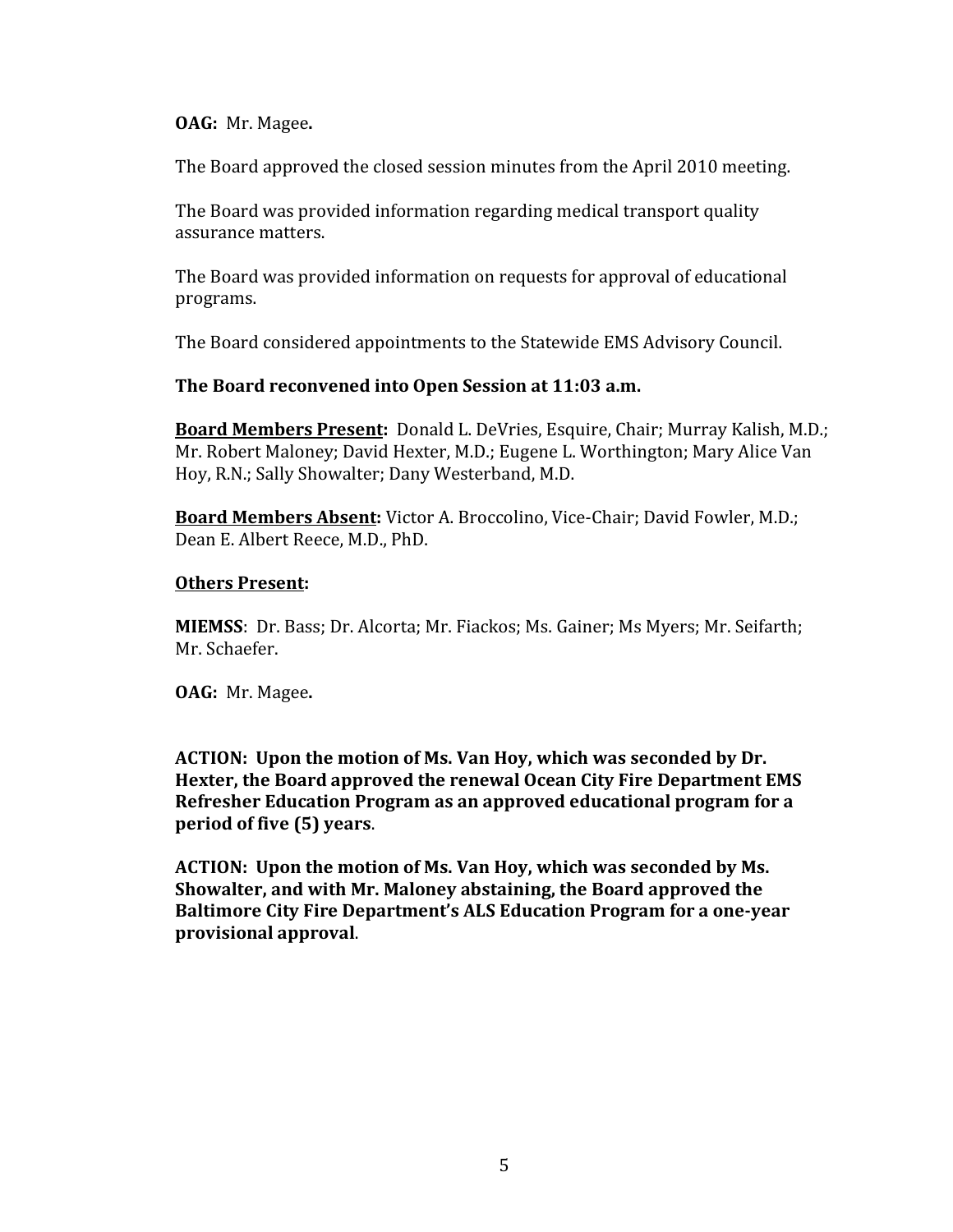**OAG:** Mr. Magee**.**

The Board approved the closed session minutes from the April 2010 meeting.

The Board was provided information regarding medical transport quality assurance matters.

The Board was provided information on requests for approval of educational programs.

The Board considered appointments to the Statewide EMS Advisory Council.

**The Board reconvened into Open Session at 11:03 a.m.**

**Board Members Present:** Donald L. DeVries, Esquire, Chair; Murray Kalish, M.D.; Mr. Robert Maloney; David Hexter, M.D.; Eugene L. Worthington; Mary Alice Van Hoy, R.N.; Sally Showalter; Dany Westerband, M.D.

**Board Members Absent:** Victor A. Broccolino, Vice-Chair; David Fowler, M.D.; Dean E. Albert Reece, M.D., PhD.

**Others Present:**

**MIEMSS**: Dr. Bass; Dr. Alcorta; Mr. Fiackos; Ms. Gainer; Ms Myers; Mr. Seifarth; Mr. Schaefer.

**OAG:** Mr. Magee**.**

**ACTION: Upon the motion of Ms. Van Hoy, which was seconded by Dr. Hexter, the Board approved the renewal Ocean City Fire Department EMS Refresher Education Program as an approved educational program for a period of five (5) years**.

**ACTION: Upon the motion of Ms. Van Hoy, which was seconded by Ms. Showalter, and with Mr. Maloney abstaining, the Board approved the Baltimore City Fire Department's ALS Education Program for a one-year provisional approval**.